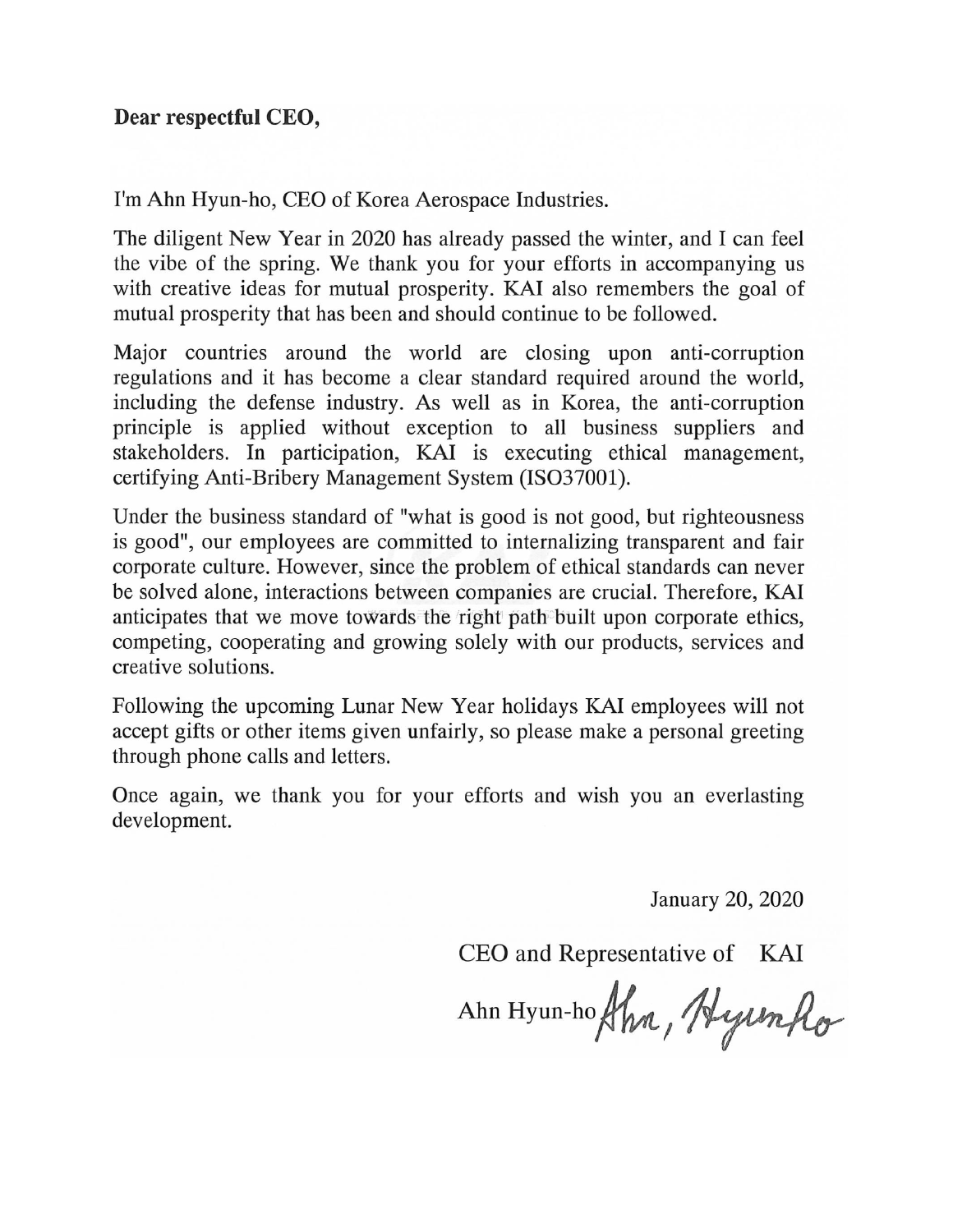**Dear respectful CEO,**

I'm Ahn Hyun-ho, CEO of Korea Aerospace Industries.

The diligent New Year in 2020 has already passed the winter, and I can feel the vibe of the spring. We thank you for your efforts in accompanying us with creative ideas for mutual prosperity. KAI also remembers the goal of mutual prosperity that has been and should continue to be followed.

Major countries around the world are closing upon anti-corruption regulations and it has become a clear standard required around the world, including the defense industry. As well as in Korea, the anti-corruption principle is applied without exception to all business suppliers and stakeholders. In participation, KAI is executing ethical management, certifying Anti-Bribery Management System (ISO37001).

Under the business standard of "what is good is not good, but righteousness is good", our employees are committed to internalizing transparent and fair corporate culture. However, since the problem of ethical standards can never be solved alone, interactions between companies are crucial. Therefore, KAI anticipates that we move towards the right path built upon corporate ethics, competing, cooperating and growing solely with our products, services and creative solutions.

Following the upcoming Lunar New Year holidays KAI employees will not accept gifts or other items given unfairly, so please make a personal greeting through phone calls and letters.

Once again, we thank you for your efforts and wish you an everlasting development.

January 20, 2020

CEO and Representative of KAI

Ahn Hyun-ho Ahn, Hyunho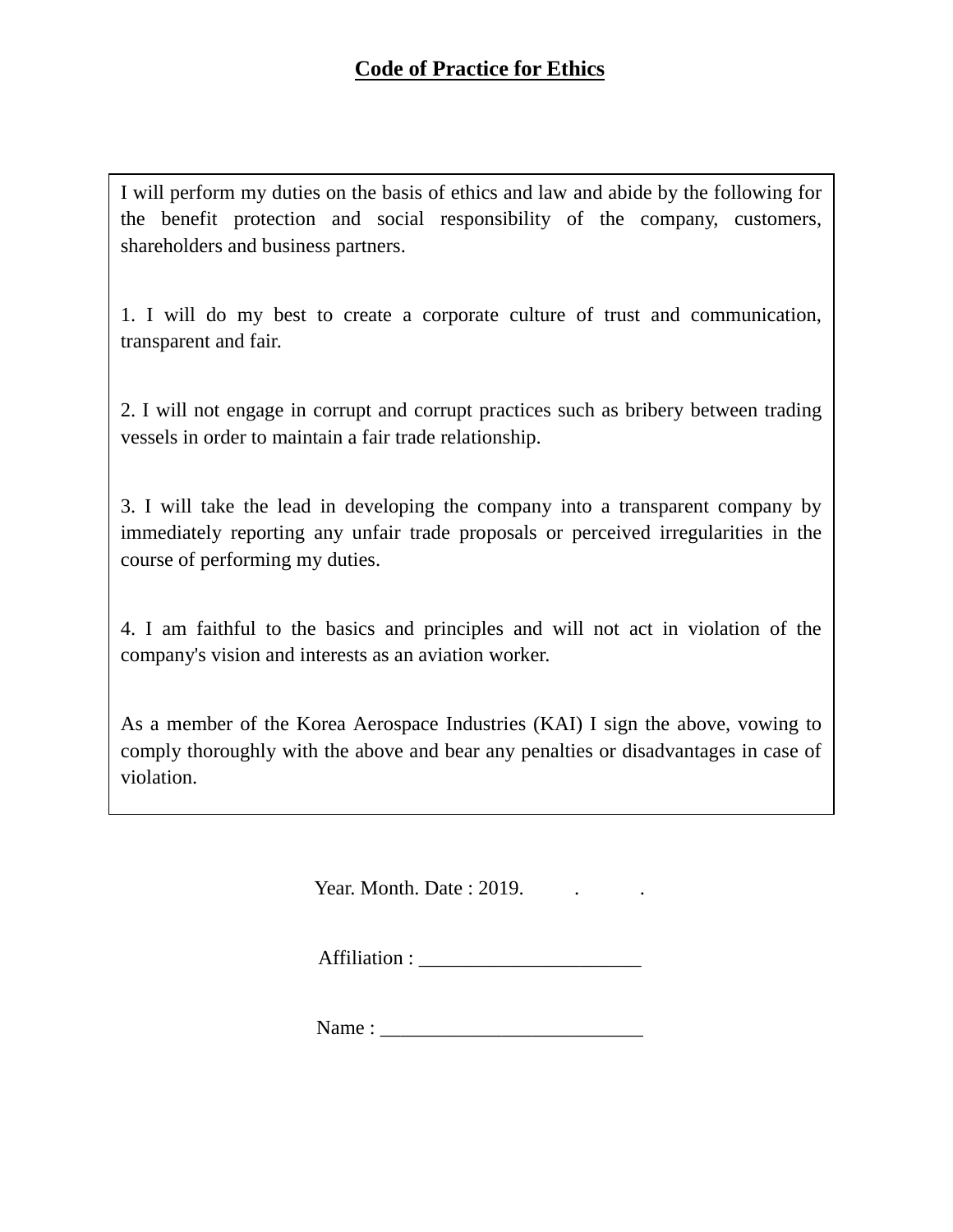# Code of Practice for Ethics

I will perform my duties on the basis of ethics and law and abide by the following for the benefit protection and social responsibility of the company, customers, shareholders and business partners.

1. I will do my best to create a corporate culture of trust and communication, transparent and fair.

2. I will not engage in corrupt and corrupt practices such as bribery between trading vessels in order to maintain a fair trade relationship.

3. I will take the lead in developing the company into a transparent company by immediately reporting any unfair trade proposals or perceived irregularities in the course of performing my duties.

4. I am faithful to the basics and principles and will not act in violation of the company's vision and interests as an aviation worker.

As a member of the Korea Aerospace Industries (KAI) I sign the above, vowing to comply thoroughly with the above and bear any penalties or disadvantages in case of violation.

Year. Month. Date : 2019.     .     .

Affiliation : ______________________

Name : __________________________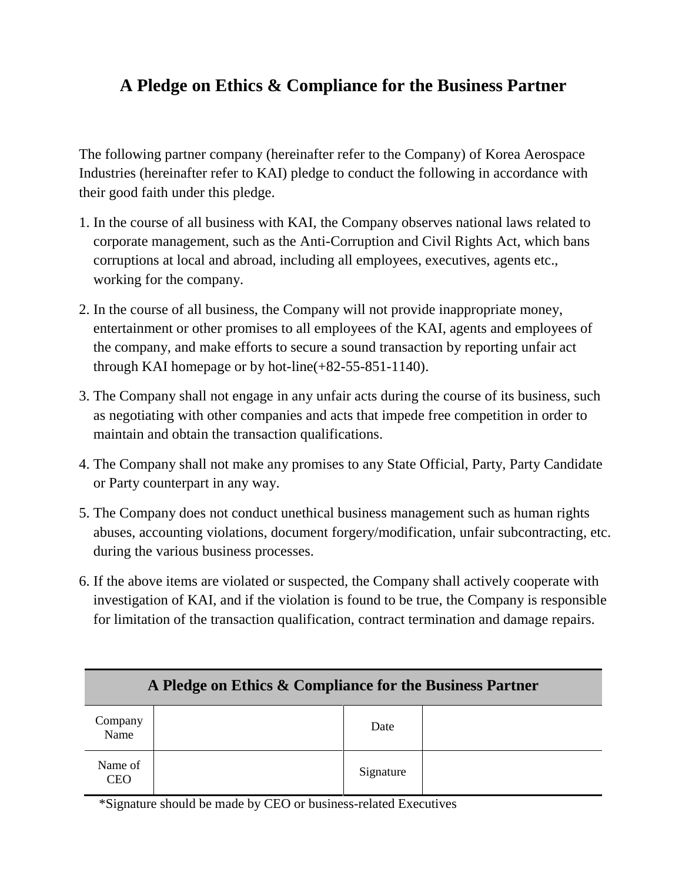# A Pledge on Ethics & Compliance for the Business Partner

The following partner company (hereinafter refer to the Company) of Korea Aerospace Industries (hereinafter refer to KAI) pledge to conduct the following in accordance with their good faith under this pledge.

1. In the course of all business with KAI, the Company observes national laws related to corporate management, such as the Anti-Corruption and Civil Rights Act, which bans corruptions at local and abroad, including all employees, executives, agents etc., working for the company.
2. In the course of all business, the Company will not provide inappropriate money, entertainment or other promises to all employees of the KAI, agents and employees of the company, and make efforts to secure a sound transaction by reporting unfair act through KAI homepage or by hot-line(+82-55-851-1140).
3. The Company shall not engage in any unfair acts during the course of its business, such as negotiating with other companies and acts that impede free competition in order to maintain and obtain the transaction qualifications.
4. The Company shall not make any promises to any State Official, Party, Party Candidate or Party counterpart in any way.
5. The Company does not conduct unethical business management such as human rights abuses, accounting violations, document forgery/modification, unfair subcontracting, etc. during the various business processes.
6. If the above items are violated or suspected, the Company shall actively cooperate with investigation of KAI, and if the violation is found to be true, the Company is responsible for limitation of the transaction qualification, contract termination and damage repairs.

| A Pledge on Ethics & Compliance for the Business Partner | | | |
|---|---|---|---|
| Company Name | | Date | |
| Name of CEO | | Signature | |

*Signature should be made by CEO or business-related Executives